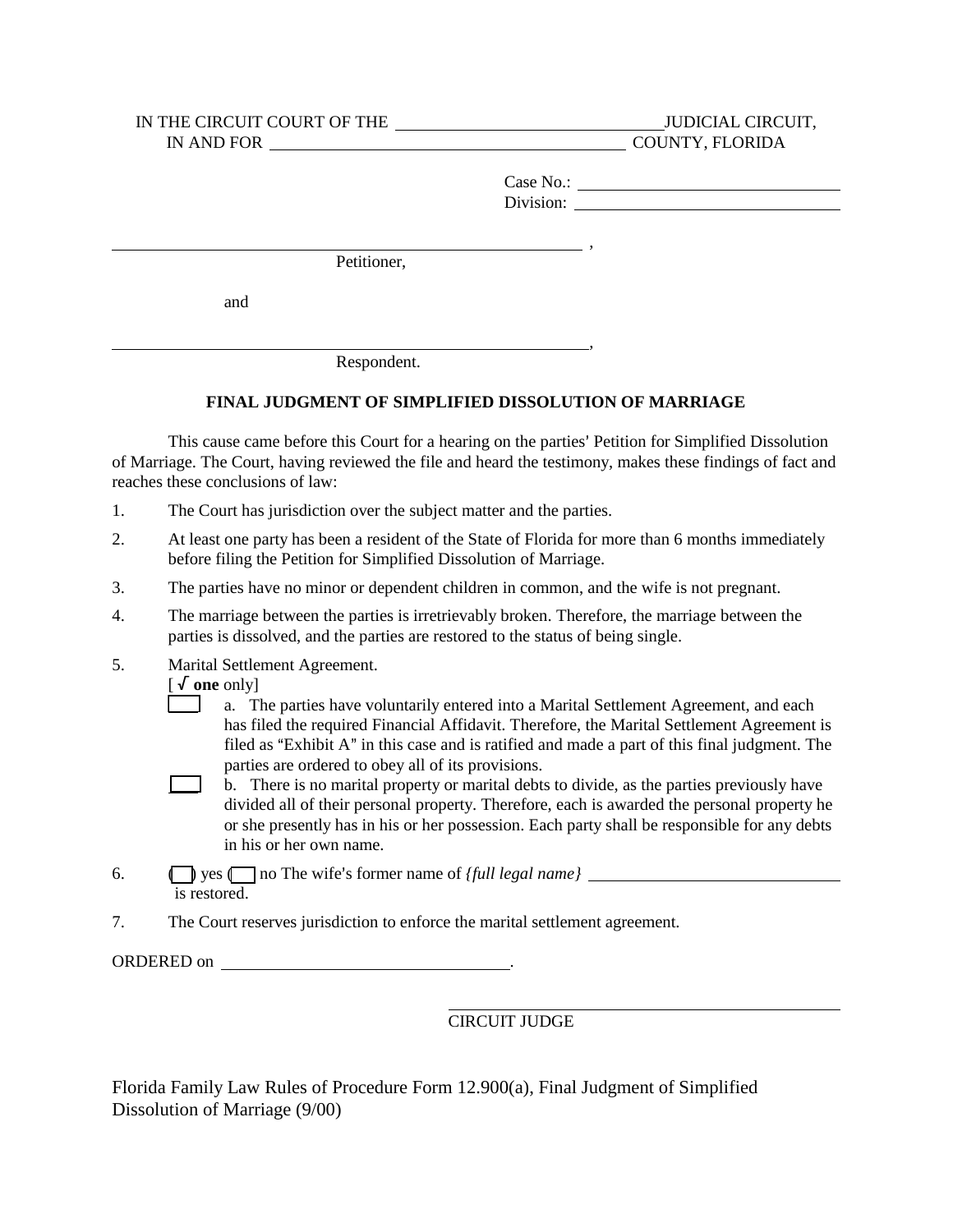IN THE CIRCUIT COURT OF THE ______________________________ JUDICIAL CIRCUIT,
IN AND FOR ________________________________________ COUNTY, FLORIDA

Case No.: ______________________________
Division: ______________________________

________________________________________________________,
Petitioner,

and

________________________________________________________,
Respondent.

**FINAL JUDGMENT OF SIMPLIFIED DISSOLUTION OF MARRIAGE**

This cause came before this Court for a hearing on the parties' Petition for Simplified Dissolution of Marriage. The Court, having reviewed the file and heard the testimony, makes these findings of fact and reaches these conclusions of law:

1. The Court has jurisdiction over the subject matter and the parties.
2. At least one party has been a resident of the State of Florida for more than 6 months immediately before filing the Petition for Simplified Dissolution of Marriage.
3. The parties have no minor or dependent children in common, and the wife is not pregnant.
4. The marriage between the parties is irretrievably broken. Therefore, the marriage between the parties is dissolved, and the parties are restored to the status of being single.
5. Marital Settlement Agreement.
   [ √ **one** only]
   [ ] a. The parties have voluntarily entered into a Marital Settlement Agreement, and each has filed the required Financial Affidavit. Therefore, the Marital Settlement Agreement is filed as "Exhibit A" in this case and is ratified and made a part of this final judgment. The parties are ordered to obey all of its provisions.
   [ ] b. There is no marital property or marital debts to divide, as the parties previously have divided all of their personal property. Therefore, each is awarded the personal property he or she presently has in his or her possession. Each party shall be responsible for any debts in his or her own name.
6. ( ) yes ( ) no The wife's former name of *{full legal name}* ______________________________ is restored.
7. The Court reserves jurisdiction to enforce the marital settlement agreement.

ORDERED on ________________________________.

________________________________________
CIRCUIT JUDGE

Florida Family Law Rules of Procedure Form 12.900(a), Final Judgment of Simplified Dissolution of Marriage (9/00)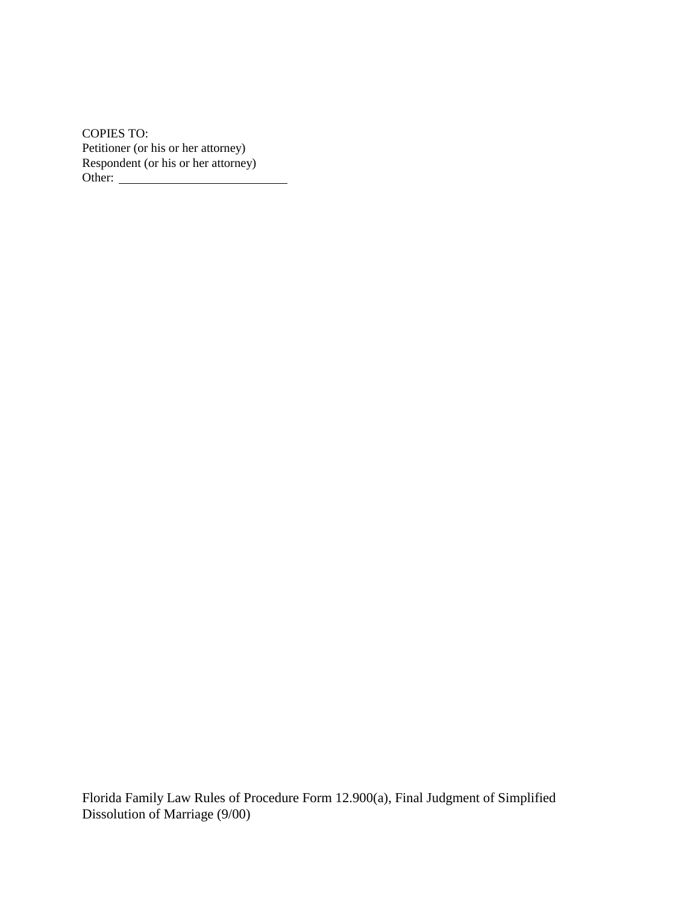COPIES TO:
Petitioner (or his or her attorney)
Respondent (or his or her attorney)
Other: ___________________________

Florida Family Law Rules of Procedure Form 12.900(a), Final Judgment of Simplified Dissolution of Marriage (9/00)